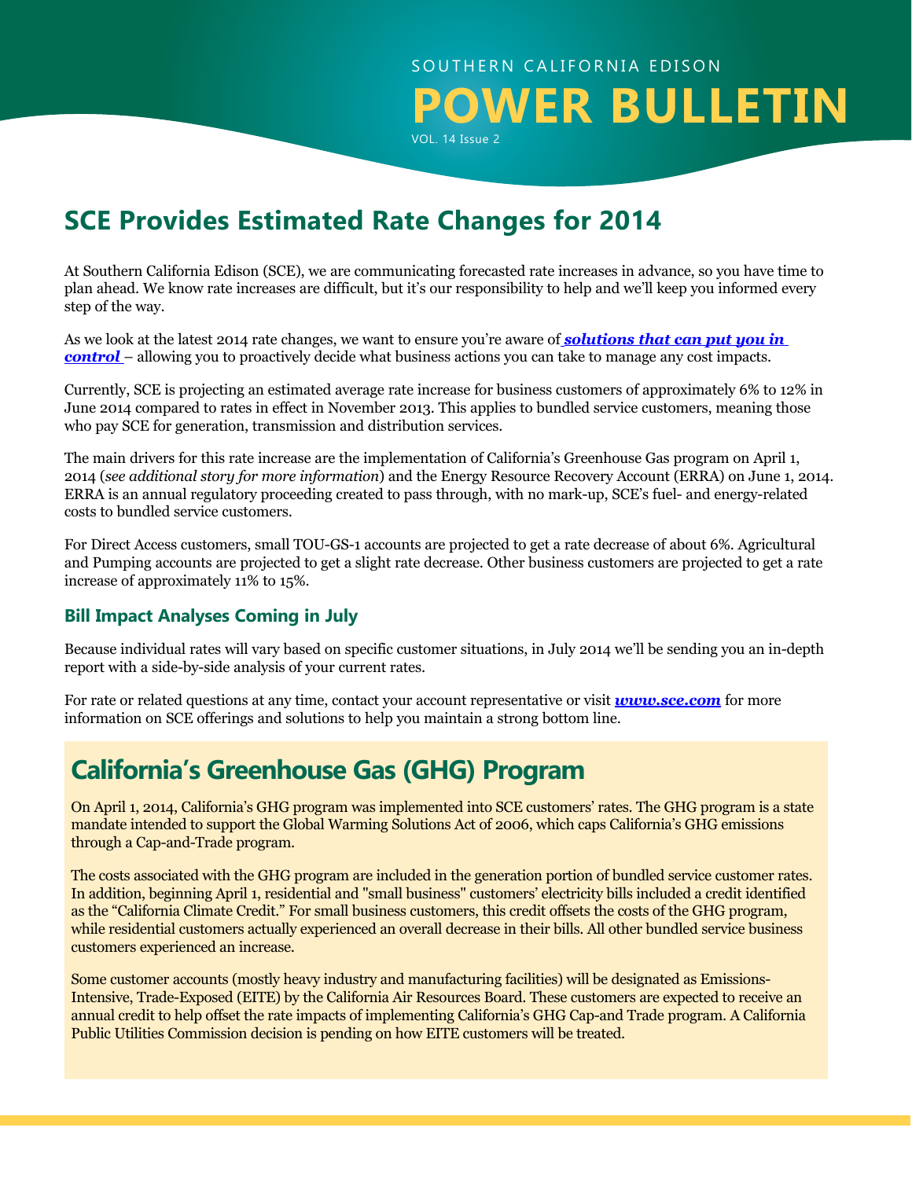SOUTHERN CALIFORNIA EDISON

# POWER BULLETIN

VOL. 14 Issue 2

## SCE Provides Estimated Rate Changes for 2014

At Southern California Edison (SCE), we are communicating forecasted rate increases in advance, so you have time to plan ahead. We know rate increases are difficult, but it's our responsibility to help and we'll keep you informed every step of the way.

As we look at the latest 2014 rate changes, we want to ensure you're aware of ***solutions that can put you in control*** – allowing you to proactively decide what business actions you can take to manage any cost impacts.

Currently, SCE is projecting an estimated average rate increase for business customers of approximately 6% to 12% in June 2014 compared to rates in effect in November 2013. This applies to bundled service customers, meaning those who pay SCE for generation, transmission and distribution services.

The main drivers for this rate increase are the implementation of California's Greenhouse Gas program on April 1, 2014 (*see additional story for more information*) and the Energy Resource Recovery Account (ERRA) on June 1, 2014. ERRA is an annual regulatory proceeding created to pass through, with no mark-up, SCE's fuel- and energy-related costs to bundled service customers.

For Direct Access customers, small TOU-GS-1 accounts are projected to get a rate decrease of about 6%. Agricultural and Pumping accounts are projected to get a slight rate decrease. Other business customers are projected to get a rate increase of approximately 11% to 15%.

### Bill Impact Analyses Coming in July

Because individual rates will vary based on specific customer situations, in July 2014 we'll be sending you an in-depth report with a side-by-side analysis of your current rates.

For rate or related questions at any time, contact your account representative or visit ***www.sce.com*** for more information on SCE offerings and solutions to help you maintain a strong bottom line.

## California's Greenhouse Gas (GHG) Program

On April 1, 2014, California's GHG program was implemented into SCE customers' rates. The GHG program is a state mandate intended to support the Global Warming Solutions Act of 2006, which caps California's GHG emissions through a Cap-and-Trade program.

The costs associated with the GHG program are included in the generation portion of bundled service customer rates. In addition, beginning April 1, residential and "small business" customers' electricity bills included a credit identified as the "California Climate Credit." For small business customers, this credit offsets the costs of the GHG program, while residential customers actually experienced an overall decrease in their bills. All other bundled service business customers experienced an increase.

Some customer accounts (mostly heavy industry and manufacturing facilities) will be designated as Emissions-Intensive, Trade-Exposed (EITE) by the California Air Resources Board. These customers are expected to receive an annual credit to help offset the rate impacts of implementing California's GHG Cap-and Trade program. A California Public Utilities Commission decision is pending on how EITE customers will be treated.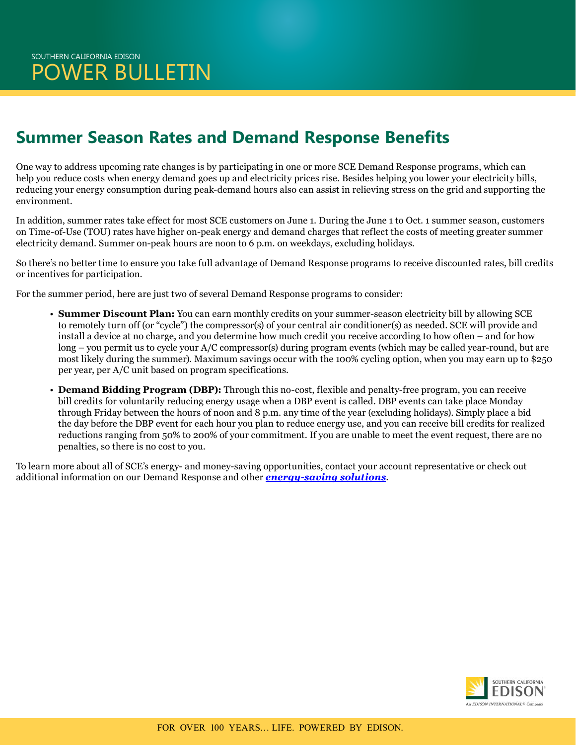SOUTHERN CALIFORNIA EDISON

# POWER BULLETIN

## Summer Season Rates and Demand Response Benefits

One way to address upcoming rate changes is by participating in one or more SCE Demand Response programs, which can help you reduce costs when energy demand goes up and electricity prices rise. Besides helping you lower your electricity bills, reducing your energy consumption during peak-demand hours also can assist in relieving stress on the grid and supporting the environment.

In addition, summer rates take effect for most SCE customers on June 1. During the June 1 to Oct. 1 summer season, customers on Time-of-Use (TOU) rates have higher on-peak energy and demand charges that reflect the costs of meeting greater summer electricity demand. Summer on-peak hours are noon to 6 p.m. on weekdays, excluding holidays.

So there's no better time to ensure you take full advantage of Demand Response programs to receive discounted rates, bill credits or incentives for participation.

For the summer period, here are just two of several Demand Response programs to consider:

- **Summer Discount Plan:** You can earn monthly credits on your summer-season electricity bill by allowing SCE to remotely turn off (or "cycle") the compressor(s) of your central air conditioner(s) as needed. SCE will provide and install a device at no charge, and you determine how much credit you receive according to how often – and for how long – you permit us to cycle your A/C compressor(s) during program events (which may be called year-round, but are most likely during the summer). Maximum savings occur with the 100% cycling option, when you may earn up to $250 per year, per A/C unit based on program specifications.
- **Demand Bidding Program (DBP):** Through this no-cost, flexible and penalty-free program, you can receive bill credits for voluntarily reducing energy usage when a DBP event is called. DBP events can take place Monday through Friday between the hours of noon and 8 p.m. any time of the year (excluding holidays). Simply place a bid the day before the DBP event for each hour you plan to reduce energy use, and you can receive bill credits for realized reductions ranging from 50% to 200% of your commitment. If you are unable to meet the event request, there are no penalties, so there is no cost to you.

To learn more about all of SCE's energy- and money-saving opportunities, contact your account representative or check out additional information on our Demand Response and other ***energy-saving solutions***.

FOR OVER 100 YEARS... LIFE. POWERED BY EDISON.